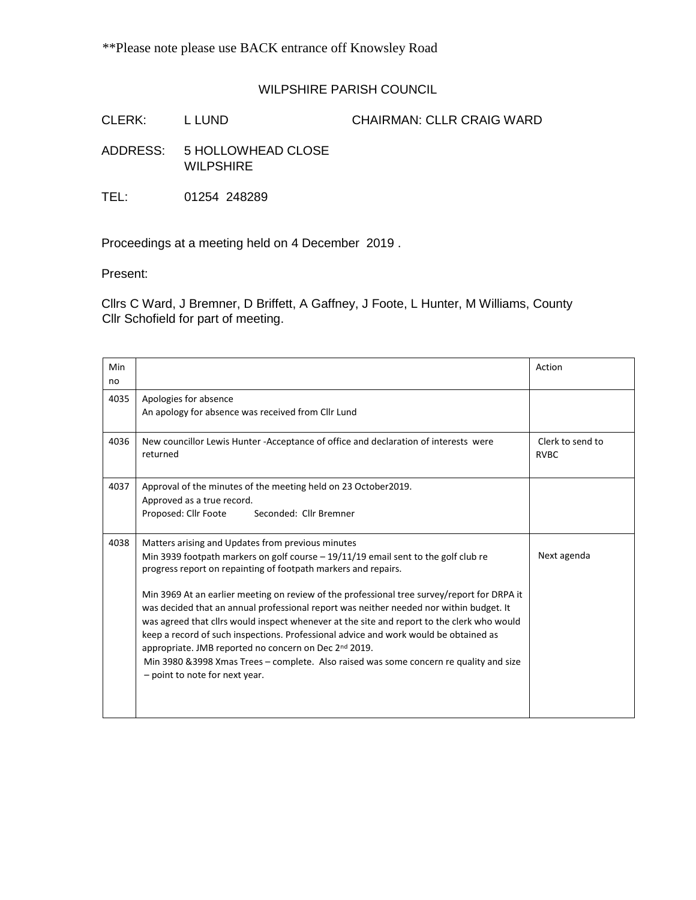**Please note please use BACK entrance off Knowsley Road

WILPSHIRE PARISH COUNCIL

CLERK: L LUND CHAIRMAN: CLLR CRAIG WARD

ADDRESS: 5 HOLLOWHEAD CLOSE
WILPSHIRE

TEL: 01254 248289

Proceedings at a meeting held on 4 December 2019 .

Present:

Cllrs C Ward, J Bremner, D Briffett, A Gaffney, J Foote, L Hunter, M Williams, County Cllr Schofield for part of meeting.

| Min no | | Action |
|---|---|---|
| 4035 | Apologies for absence<br>An apology for absence was received from Cllr Lund | |
| 4036 | New councillor Lewis Hunter -Acceptance of office and declaration of interests were returned | Clerk to send to RVBC |
| 4037 | Approval of the minutes of the meeting held on 23 October2019.<br>Approved as a true record.<br>Proposed: Cllr Foote Seconded: Cllr Bremner | |
| 4038 | Matters arising and Updates from previous minutes<br>Min 3939 footpath markers on golf course – 19/11/19 email sent to the golf club re progress report on repainting of footpath markers and repairs.<br><br>Min 3969 At an earlier meeting on review of the professional tree survey/report for DRPA it was decided that an annual professional report was neither needed nor within budget. It was agreed that cllrs would inspect whenever at the site and report to the clerk who would keep a record of such inspections. Professional advice and work would be obtained as appropriate. JMB reported no concern on Dec 2nd 2019.<br>Min 3980 &3998 Xmas Trees – complete. Also raised was some concern re quality and size – point to note for next year. | Next agenda |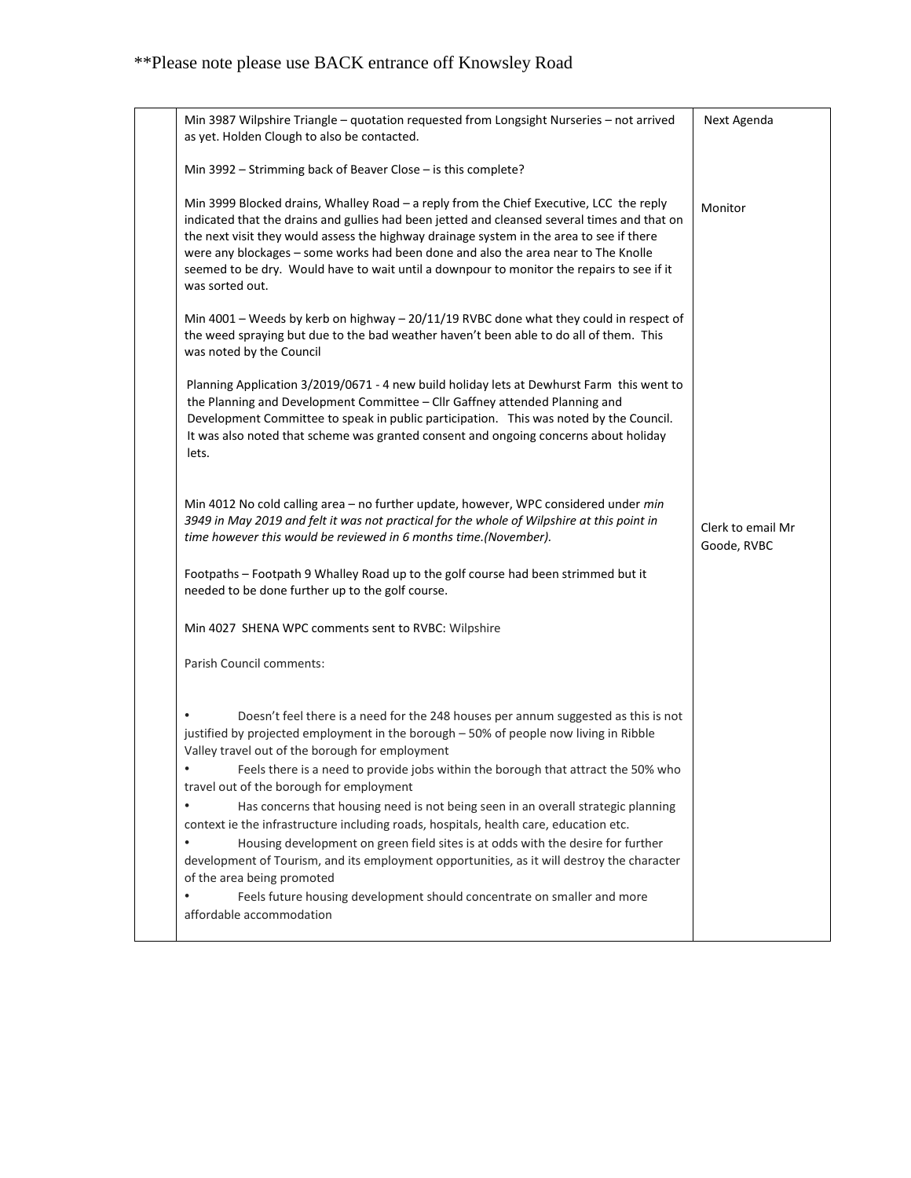**Please note please use BACK entrance off Knowsley Road

| | | |
|---|---|---|
| | Min 3987 Wilpshire Triangle – quotation requested from Longsight Nurseries – not arrived as yet. Holden Clough to also be contacted.<br><br>Min 3992 – Strimming back of Beaver Close – is this complete?<br><br>Min 3999 Blocked drains, Whalley Road – a reply from the Chief Executive, LCC the reply indicated that the drains and gullies had been jetted and cleansed several times and that on the next visit they would assess the highway drainage system in the area to see if there were any blockages – some works had been done and also the area near to The Knolle seemed to be dry. Would have to wait until a downpour to monitor the repairs to see if it was sorted out.<br><br>Min 4001 – Weeds by kerb on highway – 20/11/19 RVBC done what they could in respect of the weed spraying but due to the bad weather haven't been able to do all of them. This was noted by the Council<br><br>Planning Application 3/2019/0671 - 4 new build holiday lets at Dewhurst Farm this went to the Planning and Development Committee – Cllr Gaffney attended Planning and Development Committee to speak in public participation. This was noted by the Council. It was also noted that scheme was granted consent and ongoing concerns about holiday lets.<br><br>Min 4012 No cold calling area – no further update, however, WPC considered under *min 3949 in May 2019 and felt it was not practical for the whole of Wilpshire at this point in time however this would be reviewed in 6 months time.(November).*<br><br>Footpaths – Footpath 9 Whalley Road up to the golf course had been strimmed but it needed to be done further up to the golf course.<br><br>Min 4027 SHENA WPC comments sent to RVBC: Wilpshire<br><br>Parish Council comments:<br><br>• Doesn't feel there is a need for the 248 houses per annum suggested as this is not justified by projected employment in the borough – 50% of people now living in Ribble Valley travel out of the borough for employment<br>• Feels there is a need to provide jobs within the borough that attract the 50% who travel out of the borough for employment<br>• Has concerns that housing need is not being seen in an overall strategic planning context ie the infrastructure including roads, hospitals, health care, education etc.<br>• Housing development on green field sites is at odds with the desire for further development of Tourism, and its employment opportunities, as it will destroy the character of the area being promoted<br>• Feels future housing development should concentrate on smaller and more affordable accommodation | Next Agenda<br><br>Monitor<br><br>Clerk to email Mr Goode, RVBC |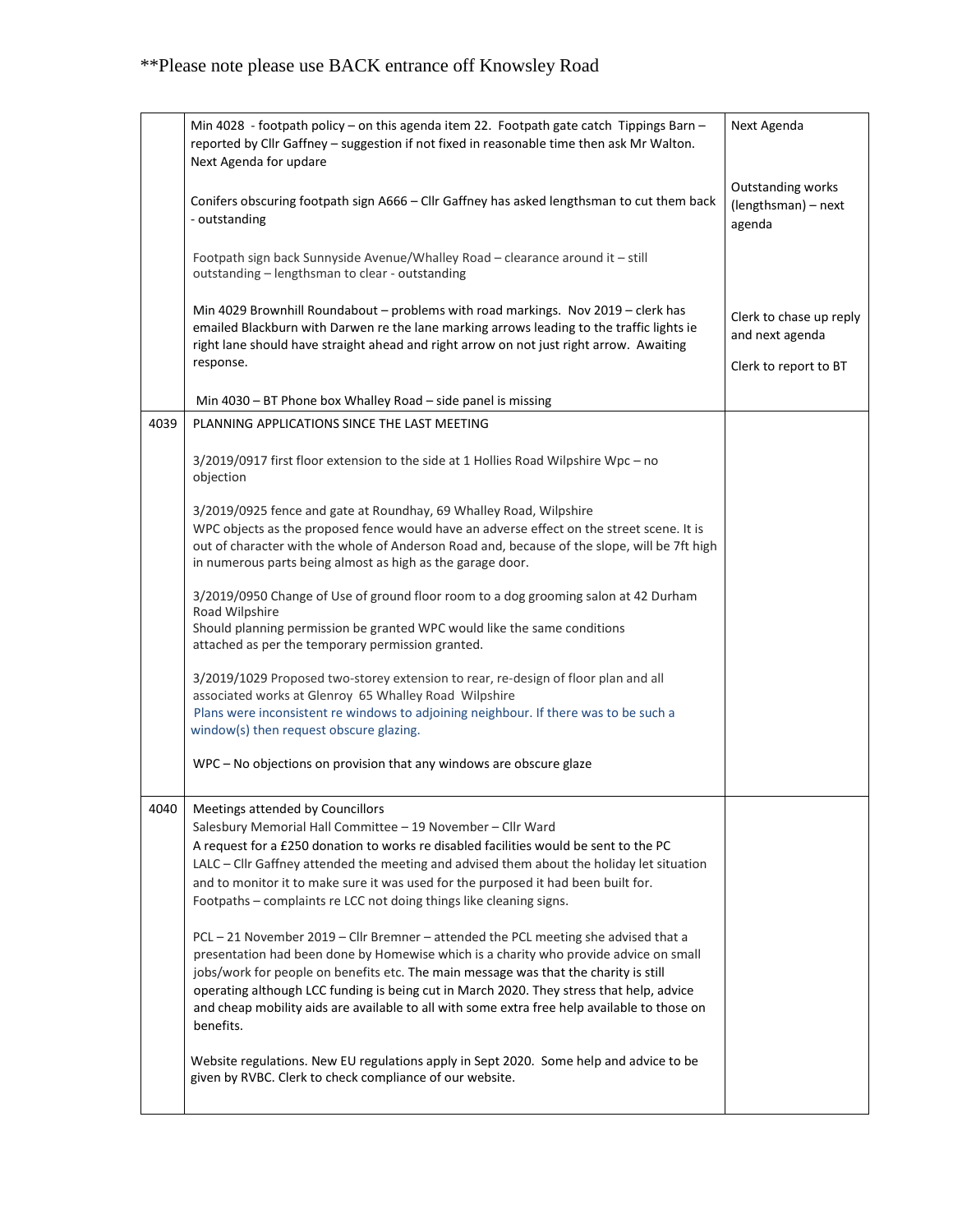**Please note please use BACK entrance off Knowsley Road

| | | |
|---|---|---|
| | Min 4028 - footpath policy – on this agenda item 22. Footpath gate catch Tippings Barn – reported by Cllr Gaffney – suggestion if not fixed in reasonable time then ask Mr Walton. Next Agenda for update<br><br>Conifers obscuring footpath sign A666 – Cllr Gaffney has asked lengthsman to cut them back - outstanding<br><br>Footpath sign back Sunnyside Avenue/Whalley Road – clearance around it – still outstanding – lengthsman to clear - outstanding<br><br>Min 4029 Brownhill Roundabout – problems with road markings. Nov 2019 – clerk has emailed Blackburn with Darwen re the lane marking arrows leading to the traffic lights ie right lane should have straight ahead and right arrow on not just right arrow. Awaiting response.<br><br>Min 4030 – BT Phone box Whalley Road – side panel is missing | Next Agenda<br><br>Outstanding works (lengthsman) – next agenda<br><br>Clerk to chase up reply and next agenda<br><br>Clerk to report to BT |
| 4039 | PLANNING APPLICATIONS SINCE THE LAST MEETING<br><br>3/2019/0917 first floor extension to the side at 1 Hollies Road Wilpshire Wpc – no objection<br><br>3/2019/0925 fence and gate at Roundhay, 69 Whalley Road, Wilpshire<br>WPC objects as the proposed fence would have an adverse effect on the street scene. It is out of character with the whole of Anderson Road and, because of the slope, will be 7ft high in numerous parts being almost as high as the garage door.<br><br>3/2019/0950 Change of Use of ground floor room to a dog grooming salon at 42 Durham Road Wilpshire<br>Should planning permission be granted WPC would like the same conditions attached as per the temporary permission granted.<br><br>3/2019/1029 Proposed two-storey extension to rear, re-design of floor plan and all associated works at Glenroy 65 Whalley Road Wilpshire<br>Plans were inconsistent re windows to adjoining neighbour. If there was to be such a window(s) then request obscure glazing.<br><br>WPC – No objections on provision that any windows are obscure glaze | |
| 4040 | Meetings attended by Councillors<br>Salesbury Memorial Hall Committee – 19 November – Cllr Ward<br>A request for a £250 donation to works re disabled facilities would be sent to the PC<br>LALC – Cllr Gaffney attended the meeting and advised them about the holiday let situation and to monitor it to make sure it was used for the purposed it had been built for.<br>Footpaths – complaints re LCC not doing things like cleaning signs.<br><br>PCL – 21 November 2019 – Cllr Bremner – attended the PCL meeting she advised that a presentation had been done by Homewise which is a charity who provide advice on small jobs/work for people on benefits etc. The main message was that the charity is still operating although LCC funding is being cut in March 2020. They stress that help, advice and cheap mobility aids are available to all with some extra free help available to those on benefits.<br><br>Website regulations. New EU regulations apply in Sept 2020. Some help and advice to be given by RVBC. Clerk to check compliance of our website. | |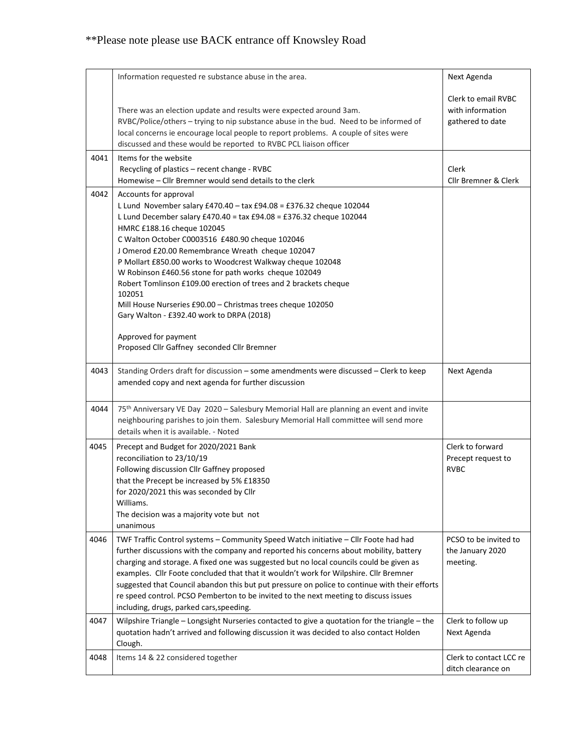**Please note please use BACK entrance off Knowsley Road

| | | |
|---|---|---|
| | Information requested re substance abuse in the area.<br><br>There was an election update and results were expected around 3am.<br>RVBC/Police/others – trying to nip substance abuse in the bud. Need to be informed of local concerns ie encourage local people to report problems. A couple of sites were discussed and these would be reported to RVBC PCL liaison officer | Next Agenda<br><br>Clerk to email RVBC with information gathered to date |
| 4041 | Items for the website<br>Recycling of plastics – recent change - RVBC<br>Homewise – Cllr Bremner would send details to the clerk | Clerk<br>Cllr Bremner & Clerk |
| 4042 | Accounts for approval<br>L Lund November salary £470.40 – tax £94.08 = £376.32 cheque 102044<br>L Lund December salary £470.40 = tax £94.08 = £376.32 cheque 102044<br>HMRC £188.16 cheque 102045<br>C Walton October C0003516 £480.90 cheque 102046<br>J Omerod £20.00 Remembrance Wreath cheque 102047<br>P Mollart £850.00 works to Woodcrest Walkway cheque 102048<br>W Robinson £460.56 stone for path works cheque 102049<br>Robert Tomlinson £109.00 erection of trees and 2 brackets cheque 102051<br>Mill House Nurseries £90.00 – Christmas trees cheque 102050<br>Gary Walton - £392.40 work to DRPA (2018)<br><br>Approved for payment<br>Proposed Cllr Gaffney seconded Cllr Bremner | |
| 4043 | Standing Orders draft for discussion – some amendments were discussed – Clerk to keep amended copy and next agenda for further discussion | Next Agenda |
| 4044 | 75th Anniversary VE Day 2020 – Salesbury Memorial Hall are planning an event and invite neighbouring parishes to join them. Salesbury Memorial Hall committee will send more details when it is available. - Noted | |
| 4045 | Precept and Budget for 2020/2021 Bank reconciliation to 23/10/19<br>Following discussion Cllr Gaffney proposed that the Precept be increased by 5% £18350 for 2020/2021 this was seconded by Cllr Williams.<br>The decision was a majority vote but not unanimous | Clerk to forward Precept request to RVBC |
| 4046 | TWF Traffic Control systems – Community Speed Watch initiative – Cllr Foote had had further discussions with the company and reported his concerns about mobility, battery charging and storage. A fixed one was suggested but no local councils could be given as examples. Cllr Foote concluded that that it wouldn't work for Wilpshire. Cllr Bremner suggested that Council abandon this but put pressure on police to continue with their efforts re speed control. PCSO Pemberton to be invited to the next meeting to discuss issues including, drugs, parked cars,speeding. | PCSO to be invited to the January 2020 meeting. |
| 4047 | Wilpshire Triangle – Longsight Nurseries contacted to give a quotation for the triangle – the quotation hadn't arrived and following discussion it was decided to also contact Holden Clough. | Clerk to follow up<br>Next Agenda |
| 4048 | Items 14 & 22 considered together | Clerk to contact LCC re ditch clearance on |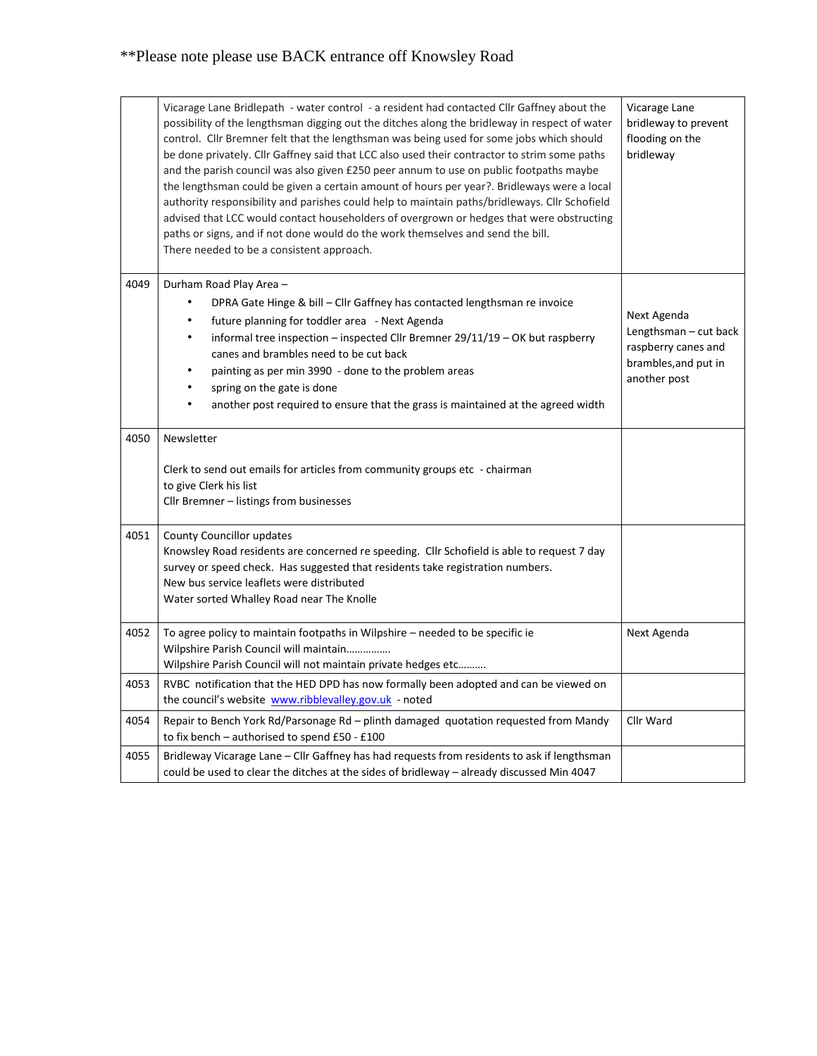**Please note please use BACK entrance off Knowsley Road

| | | |
|---|---|---|
| | Vicarage Lane Bridlepath - water control - a resident had contacted Cllr Gaffney about the possibility of the lengthsman digging out the ditches along the bridleway in respect of water control. Cllr Bremner felt that the lengthsman was being used for some jobs which should be done privately. Cllr Gaffney said that LCC also used their contractor to strim some paths and the parish council was also given £250 peer annum to use on public footpaths maybe the lengthsman could be given a certain amount of hours per year?. Bridleways were a local authority responsibility and parishes could help to maintain paths/bridleways. Cllr Schofield advised that LCC would contact householders of overgrown or hedges that were obstructing paths or signs, and if not done would do the work themselves and send the bill.<br>There needed to be a consistent approach. | Vicarage Lane bridleway to prevent flooding on the bridleway |
| 4049 | Durham Road Play Area –<br>• DPRA Gate Hinge & bill – Cllr Gaffney has contacted lengthsman re invoice<br>• future planning for toddler area - Next Agenda<br>• informal tree inspection – inspected Cllr Bremner 29/11/19 – OK but raspberry canes and brambles need to be cut back<br>• painting as per min 3990 - done to the problem areas<br>• spring on the gate is done<br>• another post required to ensure that the grass is maintained at the agreed width | Next Agenda<br>Lengthsman – cut back raspberry canes and brambles,and put in another post |
| 4050 | Newsletter<br><br>Clerk to send out emails for articles from community groups etc - chairman to give Clerk his list<br>Cllr Bremner – listings from businesses | |
| 4051 | County Councillor updates<br>Knowsley Road residents are concerned re speeding. Cllr Schofield is able to request 7 day survey or speed check. Has suggested that residents take registration numbers.<br>New bus service leaflets were distributed<br>Water sorted Whalley Road near The Knolle | |
| 4052 | To agree policy to maintain footpaths in Wilpshire – needed to be specific ie<br>Wilpshire Parish Council will maintain…………….<br>Wilpshire Parish Council will not maintain private hedges etc………. | Next Agenda |
| 4053 | RVBC notification that the HED DPD has now formally been adopted and can be viewed on the council's website www.ribblevalley.gov.uk - noted | |
| 4054 | Repair to Bench York Rd/Parsonage Rd – plinth damaged quotation requested from Mandy to fix bench – authorised to spend £50 - £100 | Cllr Ward |
| 4055 | Bridleway Vicarage Lane – Cllr Gaffney has had requests from residents to ask if lengthsman could be used to clear the ditches at the sides of bridleway – already discussed Min 4047 | |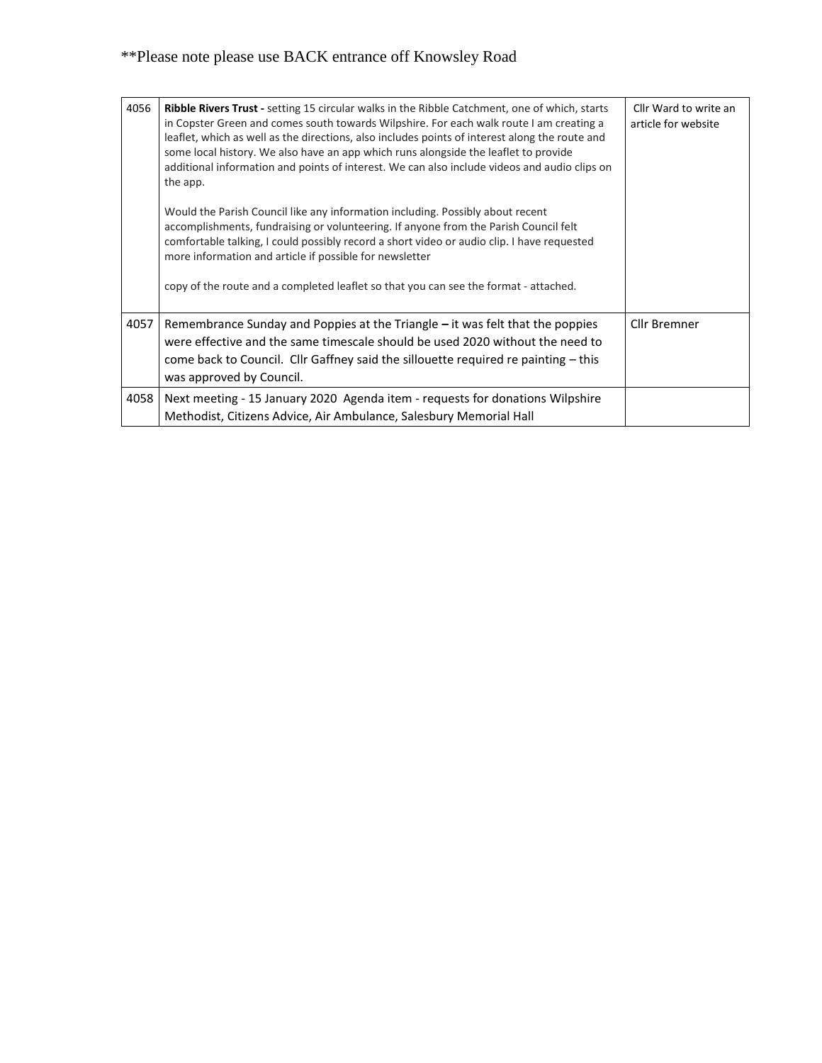**Please note please use BACK entrance off Knowsley Road

| | | |
|---|---|---|
| 4056 | **Ribble Rivers Trust -** setting 15 circular walks in the Ribble Catchment, one of which, starts in Copster Green and comes south towards Wilpshire. For each walk route I am creating a leaflet, which as well as the directions, also includes points of interest along the route and some local history. We also have an app which runs alongside the leaflet to provide additional information and points of interest. We can also include videos and audio clips on the app.<br><br>Would the Parish Council like any information including. Possibly about recent accomplishments, fundraising or volunteering. If anyone from the Parish Council felt comfortable talking, I could possibly record a short video or audio clip. I have requested more information and article if possible for newsletter<br><br>copy of the route and a completed leaflet so that you can see the format - attached. | Cllr Ward to write an article for website |
| 4057 | Remembrance Sunday and Poppies at the Triangle **–** it was felt that the poppies were effective and the same timescale should be used 2020 without the need to come back to Council. Cllr Gaffney said the sillouette required re painting – this was approved by Council. | Cllr Bremner |
| 4058 | Next meeting - 15 January 2020 Agenda item - requests for donations Wilpshire Methodist, Citizens Advice, Air Ambulance, Salesbury Memorial Hall | |